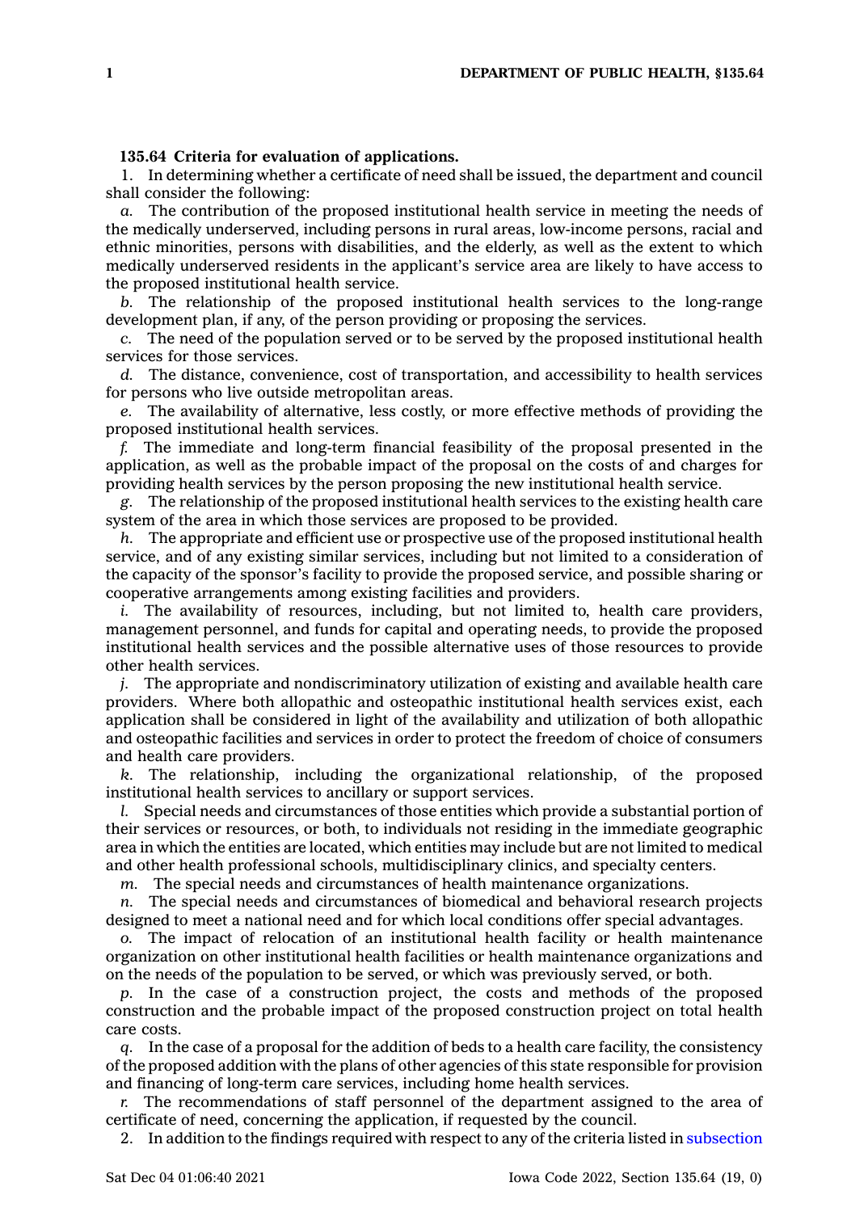**135.64 Criteria for evaluation of applications.**

1. In determining whether a certificate of need shall be issued, the department and council shall consider the following:

*a.* The contribution of the proposed institutional health service in meeting the needs of the medically underserved, including persons in rural areas, low-income persons, racial and ethnic minorities, persons with disabilities, and the elderly, as well as the extent to which medically underserved residents in the applicant's service area are likely to have access to the proposed institutional health service.

*b.* The relationship of the proposed institutional health services to the long-range development plan, if any, of the person providing or proposing the services.

*c.* The need of the population served or to be served by the proposed institutional health services for those services.

*d.* The distance, convenience, cost of transportation, and accessibility to health services for persons who live outside metropolitan areas.

*e.* The availability of alternative, less costly, or more effective methods of providing the proposed institutional health services.

*f.* The immediate and long-term financial feasibility of the proposal presented in the application, as well as the probable impact of the proposal on the costs of and charges for providing health services by the person proposing the new institutional health service.

*g.* The relationship of the proposed institutional health services to the existing health care system of the area in which those services are proposed to be provided.

*h.* The appropriate and efficient use or prospective use of the proposed institutional health service, and of any existing similar services, including but not limited to a consideration of the capacity of the sponsor's facility to provide the proposed service, and possible sharing or cooperative arrangements among existing facilities and providers.

*i.* The availability of resources, including, but not limited to, health care providers, management personnel, and funds for capital and operating needs, to provide the proposed institutional health services and the possible alternative uses of those resources to provide other health services.

*j.* The appropriate and nondiscriminatory utilization of existing and available health care providers. Where both allopathic and osteopathic institutional health services exist, each application shall be considered in light of the availability and utilization of both allopathic and osteopathic facilities and services in order to protect the freedom of choice of consumers and health care providers.

*k.* The relationship, including the organizational relationship, of the proposed institutional health services to ancillary or support services.

*l.* Special needs and circumstances of those entities which provide a substantial portion of their services or resources, or both, to individuals not residing in the immediate geographic area in which the entities are located, which entities may include but are not limited to medical and other health professional schools, multidisciplinary clinics, and specialty centers.

*m.* The special needs and circumstances of health maintenance organizations.

*n.* The special needs and circumstances of biomedical and behavioral research projects designed to meet a national need and for which local conditions offer special advantages.

*o.* The impact of relocation of an institutional health facility or health maintenance organization on other institutional health facilities or health maintenance organizations and on the needs of the population to be served, or which was previously served, or both.

*p.* In the case of a construction project, the costs and methods of the proposed construction and the probable impact of the proposed construction project on total health care costs.

*q.* In the case of a proposal for the addition of beds to a health care facility, the consistency of the proposed addition with the plans of other agencies of this state responsible for provision and financing of long-term care services, including home health services.

*r.* The recommendations of staff personnel of the department assigned to the area of certificate of need, concerning the application, if requested by the council.

2. In addition to the findings required with respect to any of the criteria listed in subsection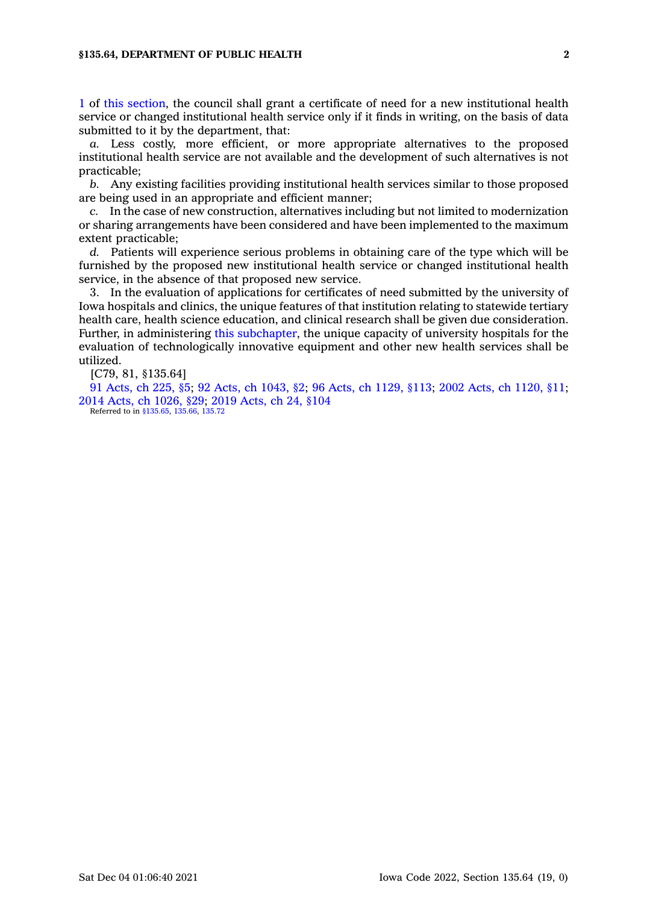1 of this section, the council shall grant a certificate of need for a new institutional health service or changed institutional health service only if it finds in writing, on the basis of data submitted to it by the department, that:

*a.* Less costly, more efficient, or more appropriate alternatives to the proposed institutional health service are not available and the development of such alternatives is not practicable;

*b.* Any existing facilities providing institutional health services similar to those proposed are being used in an appropriate and efficient manner;

*c.* In the case of new construction, alternatives including but not limited to modernization or sharing arrangements have been considered and have been implemented to the maximum extent practicable;

*d.* Patients will experience serious problems in obtaining care of the type which will be furnished by the proposed new institutional health service or changed institutional health service, in the absence of that proposed new service.

3. In the evaluation of applications for certificates of need submitted by the university of Iowa hospitals and clinics, the unique features of that institution relating to statewide tertiary health care, health science education, and clinical research shall be given due consideration. Further, in administering this subchapter, the unique capacity of university hospitals for the evaluation of technologically innovative equipment and other new health services shall be utilized.

[C79, 81, §135.64]

91 Acts, ch 225, §5; 92 Acts, ch 1043, §2; 96 Acts, ch 1129, §113; 2002 Acts, ch 1120, §11; 2014 Acts, ch 1026, §29; 2019 Acts, ch 24, §104

Referred to in §135.65, 135.66, 135.72